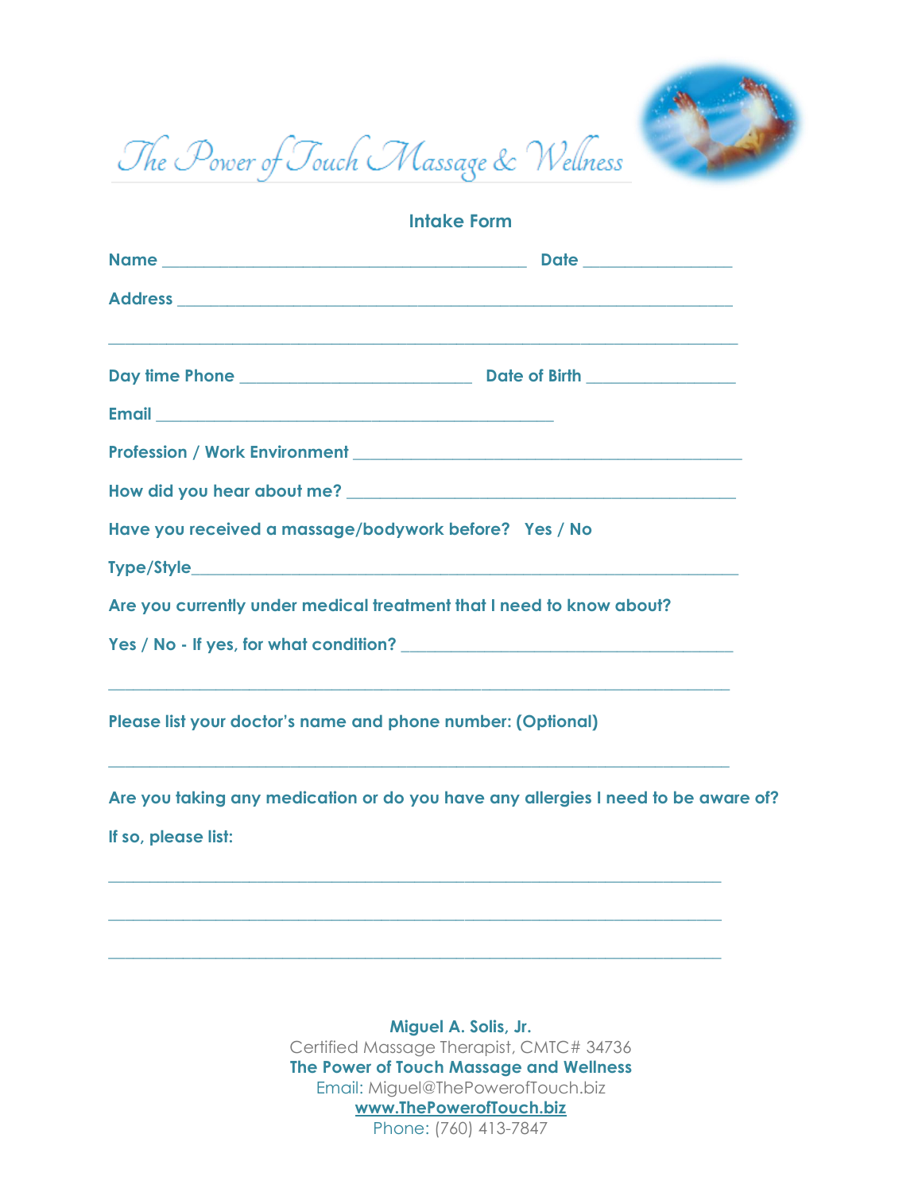# The Power of Touch Massage & Wellness

## Intake Form

**Name** ________________________________________ **Date** ________________

**Address** __________________________________________________________

______________________________________________________________________

**Day time Phone** __________________________ **Date of Birth** ________________

**Email** ____________________________________________

**Profession / Work Environment** ____________________________________________

**How did you hear about me?** ____________________________________________

**Have you received a massage/bodywork before? Yes / No**

**Type/Style**__________________________________________________________

**Are you currently under medical treatment that I need to know about?**

**Yes / No - If yes, for what condition?** ____________________________________

______________________________________________________________________

**Please list your doctor's name and phone number: (Optional)**

______________________________________________________________________

**Are you taking any medication or do you have any allergies I need to be aware of?**

**If so, please list:**

______________________________________________________________________

______________________________________________________________________

______________________________________________________________________

**Miguel A. Solis, Jr.**
Certified Massage Therapist, CMTC# 34736
**The Power of Touch Massage and Wellness**
Email: Miguel@ThePowerofTouch.biz
**www.ThePowerofTouch.biz**
Phone: (760) 413-7847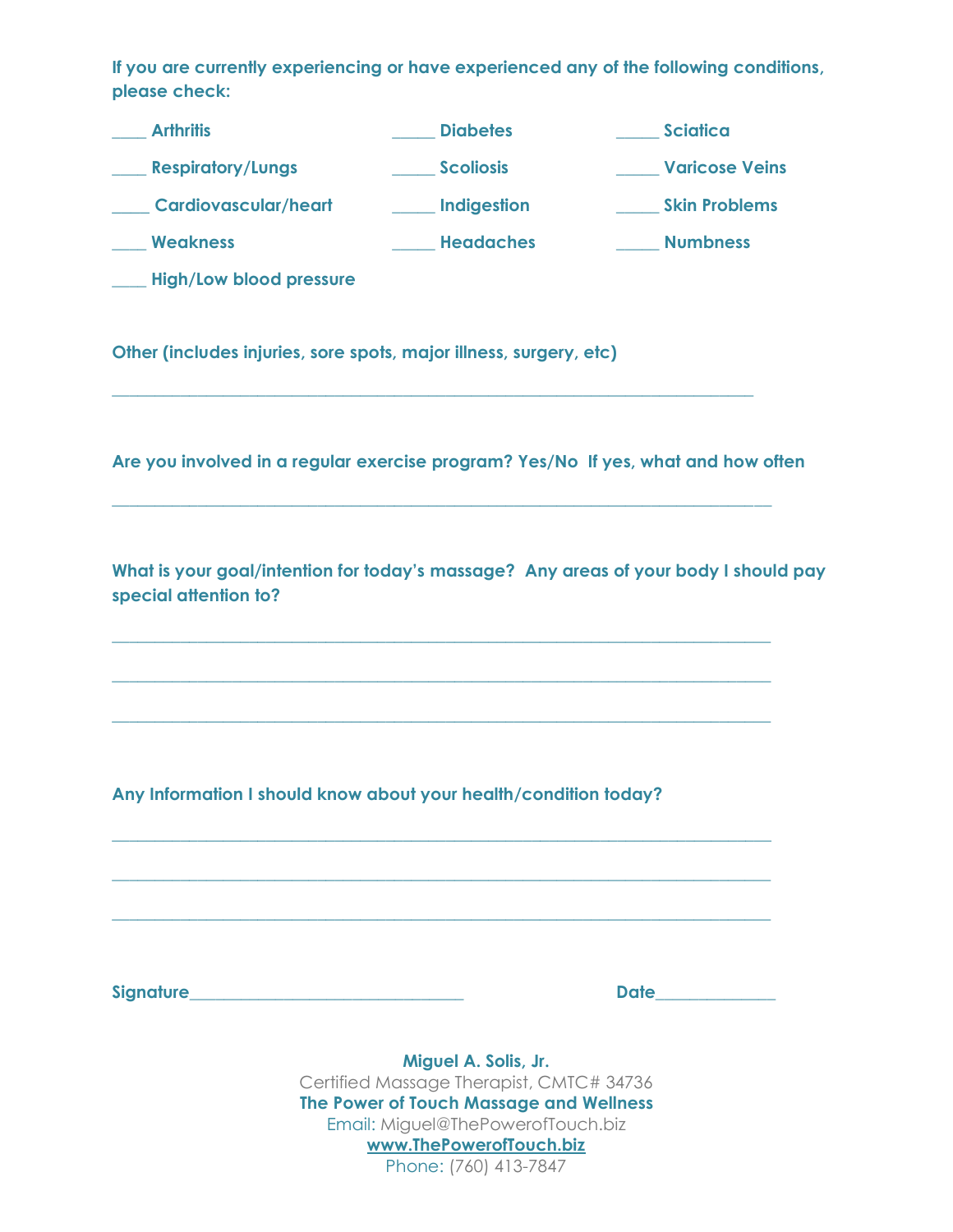**If you are currently experiencing or have experienced any of the following conditions, please check:**

____ Arthritis

____ Respiratory/Lungs

____ Cardiovascular/heart

____ Weakness

____ High/Low blood pressure

_____ Diabetes

_____ Scoliosis

_____ Indigestion

_____ Headaches

_____ Sciatica

_____ Varicose Veins

_____ Skin Problems

_____ Numbness

**Other (includes injuries, sore spots, major illness, surgery, etc)**

_______________________________________________________________________

**Are you involved in a regular exercise program? Yes/No If yes, what and how often**

_______________________________________________________________________

**What is your goal/intention for today's massage? Any areas of your body I should pay special attention to?**

_______________________________________________________________________

_______________________________________________________________________

_______________________________________________________________________

**Any Information I should know about your health/condition today?**

_______________________________________________________________________

_______________________________________________________________________

_______________________________________________________________________

**Signature**______________________________ **Date**_____________

**Miguel A. Solis, Jr.**
Certified Massage Therapist, CMTC# 34736
**The Power of Touch Massage and Wellness**
Email: Miguel@ThePowerofTouch.biz
**www.ThePowerofTouch.biz**
Phone: (760) 413-7847